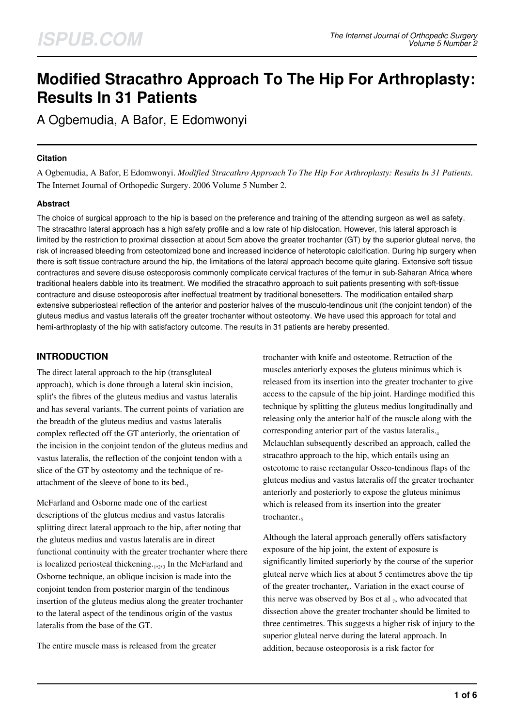# Modified Stracathro Approach To The Hip For Arthroplasty: Results In 31 Patients

A Ogbemudia, A Bafor, E Edomwonyi

### Citation

A Ogbemudia, A Bafor, E Edomwonyi. *Modified Stracathro Approach To The Hip For Arthroplasty: Results In 31 Patients*. The Internet Journal of Orthopedic Surgery. 2006 Volume 5 Number 2.

### Abstract

The choice of surgical approach to the hip is based on the preference and training of the attending surgeon as well as safety. The stracathro lateral approach has a high safety profile and a low rate of hip dislocation. However, this lateral approach is limited by the restriction to proximal dissection at about 5cm above the greater trochanter (GT) by the superior gluteal nerve, the risk of increased bleeding from osteotomized bone and increased incidence of heterotopic calcification. During hip surgery when there is soft tissue contracture around the hip, the limitations of the lateral approach become quite glaring. Extensive soft tissue contractures and severe disuse osteoporosis commonly complicate cervical fractures of the femur in sub-Saharan Africa where traditional healers dabble into its treatment. We modified the stracathro approach to suit patients presenting with soft-tissue contracture and disuse osteoporosis after ineffectual treatment by traditional bonesetters. The modification entailed sharp extensive subperiosteal reflection of the anterior and posterior halves of the musculo-tendinous unit (the conjoint tendon) of the gluteus medius and vastus lateralis off the greater trochanter without osteotomy. We have used this approach for total and hemi-arthroplasty of the hip with satisfactory outcome. The results in 31 patients are hereby presented.

## INTRODUCTION

The direct lateral approach to the hip (transgluteal approach), which is done through a lateral skin incision, split's the fibres of the gluteus medius and vastus lateralis and has several variants. The current points of variation are the breadth of the gluteus medius and vastus lateralis complex reflected off the GT anteriorly, the orientation of the incision in the conjoint tendon of the gluteus medius and vastus lateralis, the reflection of the conjoint tendon with a slice of the GT by osteotomy and the technique of re-attachment of the sleeve of bone to its bed.[1]

McFarland and Osborne made one of the earliest descriptions of the gluteus medius and vastus lateralis splitting direct lateral approach to the hip, after noting that the gluteus medius and vastus lateralis are in direct functional continuity with the greater trochanter where there is localized periosteal thickening.[1,2,3] In the McFarland and Osborne technique, an oblique incision is made into the conjoint tendon from posterior margin of the tendinous insertion of the gluteus medius along the greater trochanter to the lateral aspect of the tendinous origin of the vastus lateralis from the base of the GT.

The entire muscle mass is released from the greater trochanter with knife and osteotome. Retraction of the muscles anteriorly exposes the gluteus minimus which is released from its insertion into the greater trochanter to give access to the capsule of the hip joint. Hardinge modified this technique by splitting the gluteus medius longitudinally and releasing only the anterior half of the muscle along with the corresponding anterior part of the vastus lateralis.[4] Mclauchlan subsequently described an approach, called the stracathro approach to the hip, which entails using an osteotome to raise rectangular Osseo-tendinous flaps of the gluteus medius and vastus lateralis off the greater trochanter anteriorly and posteriorly to expose the gluteus minimus which is released from its insertion into the greater trochanter.[5]

Although the lateral approach generally offers satisfactory exposure of the hip joint, the extent of exposure is significantly limited superiorly by the course of the superior gluteal nerve which lies at about 5 centimetres above the tip of the greater trochanter[6]. Variation in the exact course of this nerve was observed by Bos et al [7], who advocated that dissection above the greater trochanter should be limited to three centimetres. This suggests a higher risk of injury to the superior gluteal nerve during the lateral approach. In addition, because osteoporosis is a risk factor for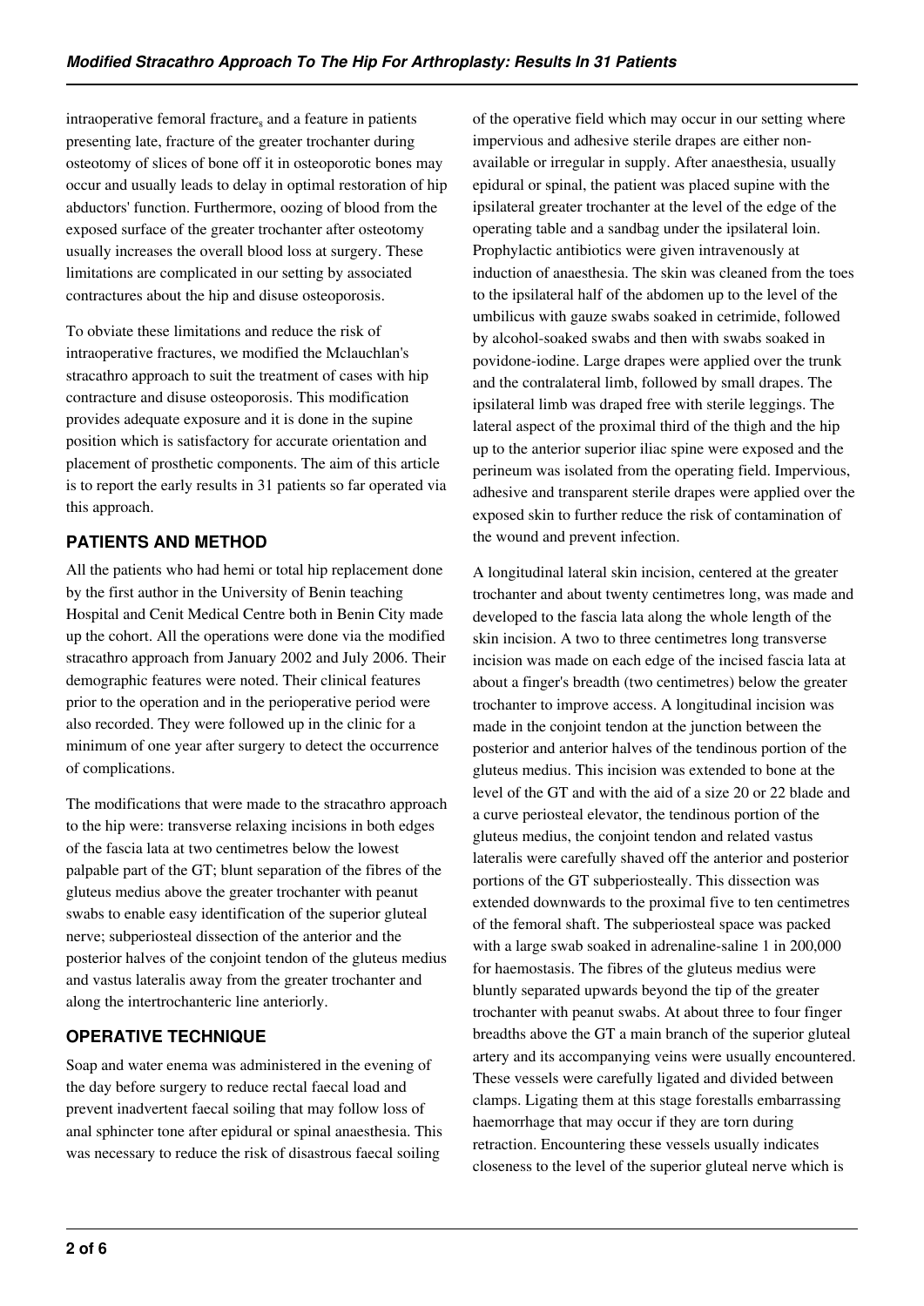intraoperative femoral fracture[8] and a feature in patients presenting late, fracture of the greater trochanter during osteotomy of slices of bone off it in osteoporotic bones may occur and usually leads to delay in optimal restoration of hip abductors' function. Furthermore, oozing of blood from the exposed surface of the greater trochanter after osteotomy usually increases the overall blood loss at surgery. These limitations are complicated in our setting by associated contractures about the hip and disuse osteoporosis.

To obviate these limitations and reduce the risk of intraoperative fractures, we modified the Mclauchlan's stracathro approach to suit the treatment of cases with hip contracture and disuse osteoporosis. This modification provides adequate exposure and it is done in the supine position which is satisfactory for accurate orientation and placement of prosthetic components. The aim of this article is to report the early results in 31 patients so far operated via this approach.

## PATIENTS AND METHOD

All the patients who had hemi or total hip replacement done by the first author in the University of Benin teaching Hospital and Cenit Medical Centre both in Benin City made up the cohort. All the operations were done via the modified stracathro approach from January 2002 and July 2006. Their demographic features were noted. Their clinical features prior to the operation and in the perioperative period were also recorded. They were followed up in the clinic for a minimum of one year after surgery to detect the occurrence of complications.

The modifications that were made to the stracathro approach to the hip were: transverse relaxing incisions in both edges of the fascia lata at two centimetres below the lowest palpable part of the GT; blunt separation of the fibres of the gluteus medius above the greater trochanter with peanut swabs to enable easy identification of the superior gluteal nerve; subperiosteal dissection of the anterior and the posterior halves of the conjoint tendon of the gluteus medius and vastus lateralis away from the greater trochanter and along the intertrochanteric line anteriorly.

## OPERATIVE TECHNIQUE

Soap and water enema was administered in the evening of the day before surgery to reduce rectal faecal load and prevent inadvertent faecal soiling that may follow loss of anal sphincter tone after epidural or spinal anaesthesia. This was necessary to reduce the risk of disastrous faecal soiling of the operative field which may occur in our setting where impervious and adhesive sterile drapes are either non-available or irregular in supply. After anaesthesia, usually epidural or spinal, the patient was placed supine with the ipsilateral greater trochanter at the level of the edge of the operating table and a sandbag under the ipsilateral loin. Prophylactic antibiotics were given intravenously at induction of anaesthesia. The skin was cleaned from the toes to the ipsilateral half of the abdomen up to the level of the umbilicus with gauze swabs soaked in cetrimide, followed by alcohol-soaked swabs and then with swabs soaked in povidone-iodine. Large drapes were applied over the trunk and the contralateral limb, followed by small drapes. The ipsilateral limb was draped free with sterile leggings. The lateral aspect of the proximal third of the thigh and the hip up to the anterior superior iliac spine were exposed and the perineum was isolated from the operating field. Impervious, adhesive and transparent sterile drapes were applied over the exposed skin to further reduce the risk of contamination of the wound and prevent infection.

A longitudinal lateral skin incision, centered at the greater trochanter and about twenty centimetres long, was made and developed to the fascia lata along the whole length of the skin incision. A two to three centimetres long transverse incision was made on each edge of the incised fascia lata at about a finger's breadth (two centimetres) below the greater trochanter to improve access. A longitudinal incision was made in the conjoint tendon at the junction between the posterior and anterior halves of the tendinous portion of the gluteus medius. This incision was extended to bone at the level of the GT and with the aid of a size 20 or 22 blade and a curve periosteal elevator, the tendinous portion of the gluteus medius, the conjoint tendon and related vastus lateralis were carefully shaved off the anterior and posterior portions of the GT subperiosteally. This dissection was extended downwards to the proximal five to ten centimetres of the femoral shaft. The subperiosteal space was packed with a large swab soaked in adrenaline-saline 1 in 200,000 for haemostasis. The fibres of the gluteus medius were bluntly separated upwards beyond the tip of the greater trochanter with peanut swabs. At about three to four finger breadths above the GT a main branch of the superior gluteal artery and its accompanying veins were usually encountered. These vessels were carefully ligated and divided between clamps. Ligating them at this stage forestalls embarrassing haemorrhage that may occur if they are torn during retraction. Encountering these vessels usually indicates closeness to the level of the superior gluteal nerve which is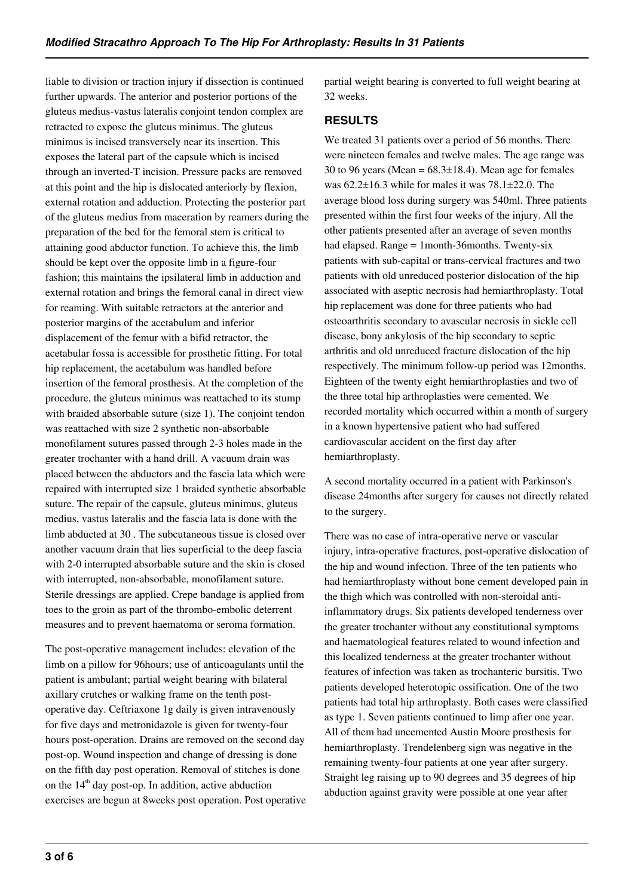liable to division or traction injury if dissection is continued further upwards. The anterior and posterior portions of the gluteus medius-vastus lateralis conjoint tendon complex are retracted to expose the gluteus minimus. The gluteus minimus is incised transversely near its insertion. This exposes the lateral part of the capsule which is incised through an inverted-T incision. Pressure packs are removed at this point and the hip is dislocated anteriorly by flexion, external rotation and adduction. Protecting the posterior part of the gluteus medius from maceration by reamers during the preparation of the bed for the femoral stem is critical to attaining good abductor function. To achieve this, the limb should be kept over the opposite limb in a figure-four fashion; this maintains the ipsilateral limb in adduction and external rotation and brings the femoral canal in direct view for reaming. With suitable retractors at the anterior and posterior margins of the acetabulum and inferior displacement of the femur with a bifid retractor, the acetabular fossa is accessible for prosthetic fitting. For total hip replacement, the acetabulum was handled before insertion of the femoral prosthesis. At the completion of the procedure, the gluteus minimus was reattached to its stump with braided absorbable suture (size 1). The conjoint tendon was reattached with size 2 synthetic non-absorbable monofilament sutures passed through 2-3 holes made in the greater trochanter with a hand drill. A vacuum drain was placed between the abductors and the fascia lata which were repaired with interrupted size 1 braided synthetic absorbable suture. The repair of the capsule, gluteus minimus, gluteus medius, vastus lateralis and the fascia lata is done with the limb abducted at 30 . The subcutaneous tissue is closed over another vacuum drain that lies superficial to the deep fascia with 2-0 interrupted absorbable suture and the skin is closed with interrupted, non-absorbable, monofilament suture. Sterile dressings are applied. Crepe bandage is applied from toes to the groin as part of the thrombo-embolic deterrent measures and to prevent haematoma or seroma formation.

The post-operative management includes: elevation of the limb on a pillow for 96hours; use of anticoagulants until the patient is ambulant; partial weight bearing with bilateral axillary crutches or walking frame on the tenth post-operative day. Ceftriaxone 1g daily is given intravenously for five days and metronidazole is given for twenty-four hours post-operation. Drains are removed on the second day post-op. Wound inspection and change of dressing is done on the fifth day post operation. Removal of stitches is done on the 14th day post-op. In addition, active abduction exercises are begun at 8weeks post operation. Post operative partial weight bearing is converted to full weight bearing at 32 weeks.

## RESULTS

We treated 31 patients over a period of 56 months. There were nineteen females and twelve males. The age range was 30 to 96 years (Mean = 68.3±18.4). Mean age for females was 62.2±16.3 while for males it was 78.1±22.0. The average blood loss during surgery was 540ml. Three patients presented within the first four weeks of the injury. All the other patients presented after an average of seven months had elapsed. Range = 1month-36months. Twenty-six patients with sub-capital or trans-cervical fractures and two patients with old unreduced posterior dislocation of the hip associated with aseptic necrosis had hemiarthroplasty. Total hip replacement was done for three patients who had osteoarthritis secondary to avascular necrosis in sickle cell disease, bony ankylosis of the hip secondary to septic arthritis and old unreduced fracture dislocation of the hip respectively. The minimum follow-up period was 12months. Eighteen of the twenty eight hemiarthroplasties and two of the three total hip arthroplasties were cemented. We recorded mortality which occurred within a month of surgery in a known hypertensive patient who had suffered cardiovascular accident on the first day after hemiarthroplasty.

A second mortality occurred in a patient with Parkinson's disease 24months after surgery for causes not directly related to the surgery.

There was no case of intra-operative nerve or vascular injury, intra-operative fractures, post-operative dislocation of the hip and wound infection. Three of the ten patients who had hemiarthroplasty without bone cement developed pain in the thigh which was controlled with non-steroidal anti-inflammatory drugs. Six patients developed tenderness over the greater trochanter without any constitutional symptoms and haematological features related to wound infection and this localized tenderness at the greater trochanter without features of infection was taken as trochanteric bursitis. Two patients developed heterotopic ossification. One of the two patients had total hip arthroplasty. Both cases were classified as type 1. Seven patients continued to limp after one year. All of them had uncemented Austin Moore prosthesis for hemiarthroplasty. Trendelenberg sign was negative in the remaining twenty-four patients at one year after surgery. Straight leg raising up to 90 degrees and 35 degrees of hip abduction against gravity were possible at one year after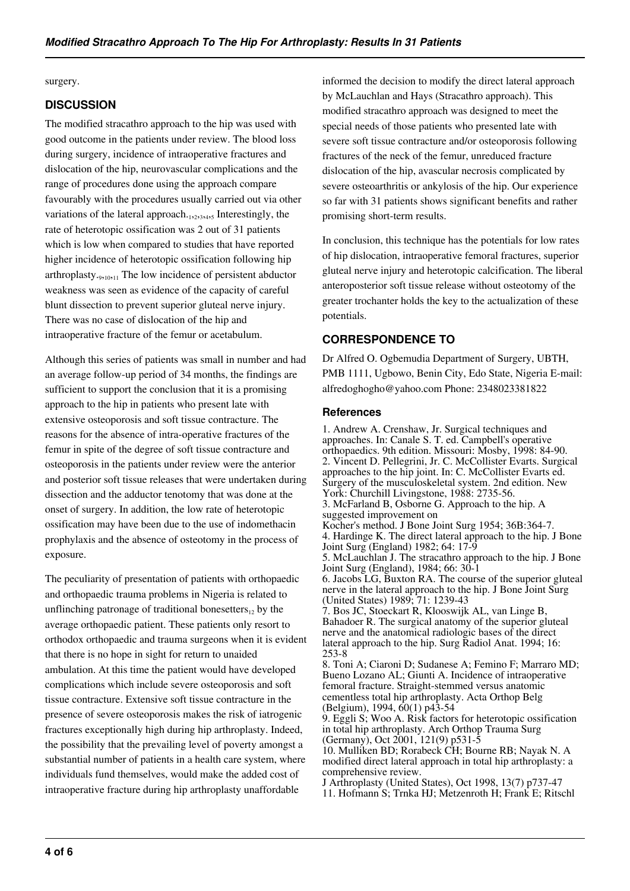surgery.

## DISCUSSION

The modified stracathro approach to the hip was used with good outcome in the patients under review. The blood loss during surgery, incidence of intraoperative fractures and dislocation of the hip, neurovascular complications and the range of procedures done using the approach compare favourably with the procedures usually carried out via other variations of the lateral approach.[1,2,3,4,5] Interestingly, the rate of heterotopic ossification was 2 out of 31 patients which is low when compared to studies that have reported higher incidence of heterotopic ossification following hip arthroplasty.[9,10,11] The low incidence of persistent abductor weakness was seen as evidence of the capacity of careful blunt dissection to prevent superior gluteal nerve injury. There was no case of dislocation of the hip and intraoperative fracture of the femur or acetabulum.

Although this series of patients was small in number and had an average follow-up period of 34 months, the findings are sufficient to support the conclusion that it is a promising approach to the hip in patients who present late with extensive osteoporosis and soft tissue contracture. The reasons for the absence of intra-operative fractures of the femur in spite of the degree of soft tissue contracture and osteoporosis in the patients under review were the anterior and posterior soft tissue releases that were undertaken during dissection and the adductor tenotomy that was done at the onset of surgery. In addition, the low rate of heterotopic ossification may have been due to the use of indomethacin prophylaxis and the absence of osteotomy in the process of exposure.

The peculiarity of presentation of patients with orthopaedic and orthopaedic trauma problems in Nigeria is related to unflinching patronage of traditional bonesetters[12] by the average orthopaedic patient. These patients only resort to orthodox orthopaedic and trauma surgeons when it is evident that there is no hope in sight for return to unaided ambulation. At this time the patient would have developed complications which include severe osteoporosis and soft tissue contracture. Extensive soft tissue contracture in the presence of severe osteoporosis makes the risk of iatrogenic fractures exceptionally high during hip arthroplasty. Indeed, the possibility that the prevailing level of poverty amongst a substantial number of patients in a health care system, where individuals fund themselves, would make the added cost of intraoperative fracture during hip arthroplasty unaffordable informed the decision to modify the direct lateral approach by McLauchlan and Hays (Stracathro approach). This modified stracathro approach was designed to meet the special needs of those patients who presented late with severe soft tissue contracture and/or osteoporosis following fractures of the neck of the femur, unreduced fracture dislocation of the hip, avascular necrosis complicated by severe osteoarthritis or ankylosis of the hip. Our experience so far with 31 patients shows significant benefits and rather promising short-term results.

In conclusion, this technique has the potentials for low rates of hip dislocation, intraoperative femoral fractures, superior gluteal nerve injury and heterotopic calcification. The liberal anteroposterior soft tissue release without osteotomy of the greater trochanter holds the key to the actualization of these potentials.

## CORRESPONDENCE TO

Dr Alfred O. Ogbemudia Department of Surgery, UBTH, PMB 1111, Ugbowo, Benin City, Edo State, Nigeria E-mail: alfredoghogho@yahoo.com Phone: 2348023381822

### References

1. Andrew A. Crenshaw, Jr. Surgical techniques and approaches. In: Canale S. T. ed. Campbell's operative orthopaedics. 9th edition. Missouri: Mosby, 1998: 84-90.
2. Vincent D. Pellegrini, Jr. C. McCollister Evarts. Surgical approaches to the hip joint. In: C. McCollister Evarts ed. Surgery of the musculoskeletal system. 2nd edition. New York: Churchill Livingstone, 1988: 2735-56.
3. McFarland B, Osborne G. Approach to the hip. A suggested improvement on Kocher's method. J Bone Joint Surg 1954; 36B:364-7.
4. Hardinge K. The direct lateral approach to the hip. J Bone Joint Surg (England) 1982; 64: 17-9
5. McLauchlan J. The stracathro approach to the hip. J Bone Joint Surg (England), 1984; 66: 30-1
6. Jacobs LG, Buxton RA. The course of the superior gluteal nerve in the lateral approach to the hip. J Bone Joint Surg (United States) 1989; 71: 1239-43
7. Bos JC, Stoeckart R, Klooswijk AL, van Linge B, Bahadoer R. The surgical anatomy of the superior gluteal nerve and the anatomical radiologic bases of the direct lateral approach to the hip. Surg Radiol Anat. 1994; 16: 253-8
8. Toni A; Ciaroni D; Sudanese A; Femino F; Marraro MD; Bueno Lozano AL; Giunti A. Incidence of intraoperative femoral fracture. Straight-stemmed versus anatomic cementless total hip arthroplasty. Acta Orthop Belg (Belgium), 1994, 60(1) p43-54
9. Eggli S; Woo A. Risk factors for heterotopic ossification in total hip arthroplasty. Arch Orthop Trauma Surg (Germany), Oct 2001, 121(9) p531-5
10. Mulliken BD; Rorabeck CH; Bourne RB; Nayak N. A modified direct lateral approach in total hip arthroplasty: a comprehensive review. J Arthroplasty (United States), Oct 1998, 13(7) p737-47
11. Hofmann S; Trnka HJ; Metzenroth H; Frank E; Ritschl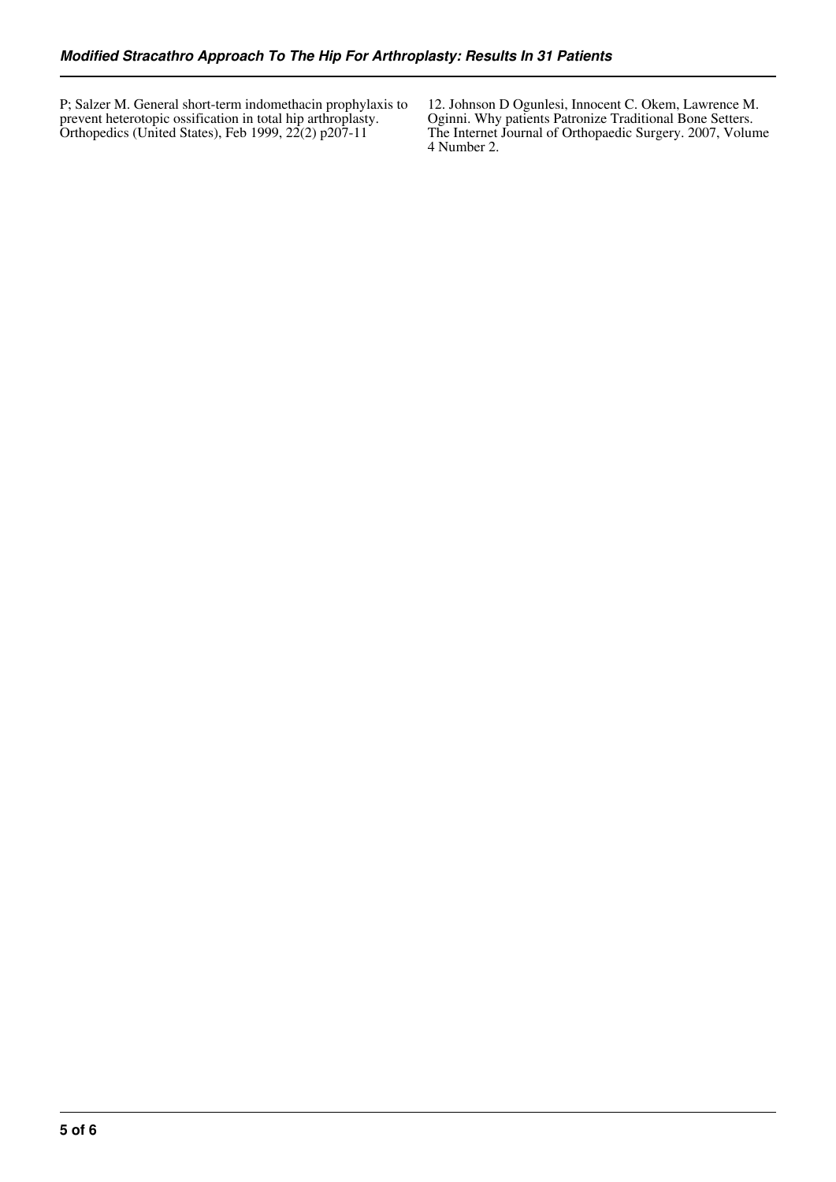P; Salzer M. General short-term indomethacin prophylaxis to prevent heterotopic ossification in total hip arthroplasty. Orthopedics (United States), Feb 1999, 22(2) p207-11

12. Johnson D Ogunlesi, Innocent C. Okem, Lawrence M. Oginni. Why patients Patronize Traditional Bone Setters. The Internet Journal of Orthopaedic Surgery. 2007, Volume 4 Number 2.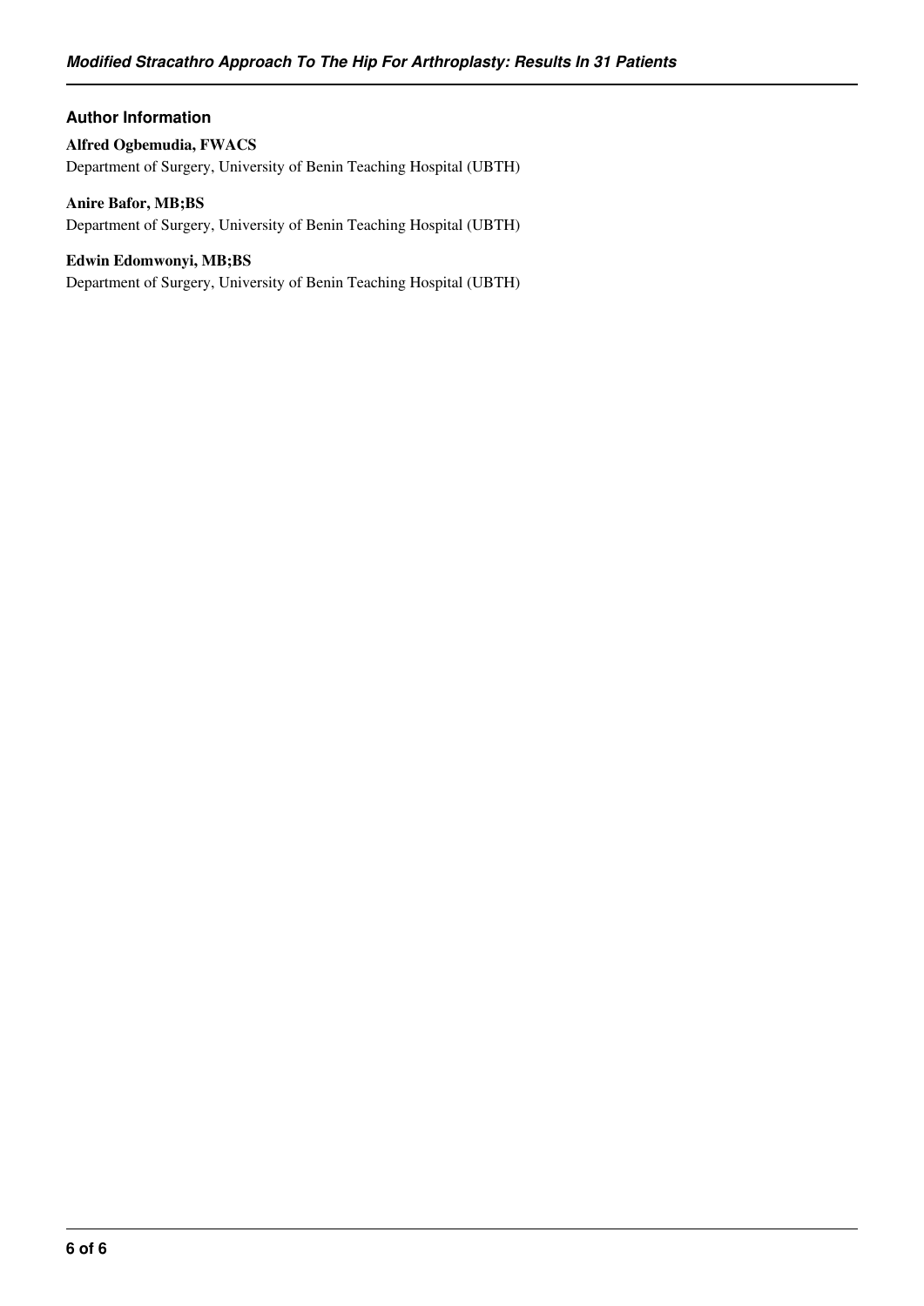## Author Information

**Alfred Ogbemudia, FWACS**
Department of Surgery, University of Benin Teaching Hospital (UBTH)

**Anire Bafor, MB;BS**
Department of Surgery, University of Benin Teaching Hospital (UBTH)

**Edwin Edomwonyi, MB;BS**
Department of Surgery, University of Benin Teaching Hospital (UBTH)